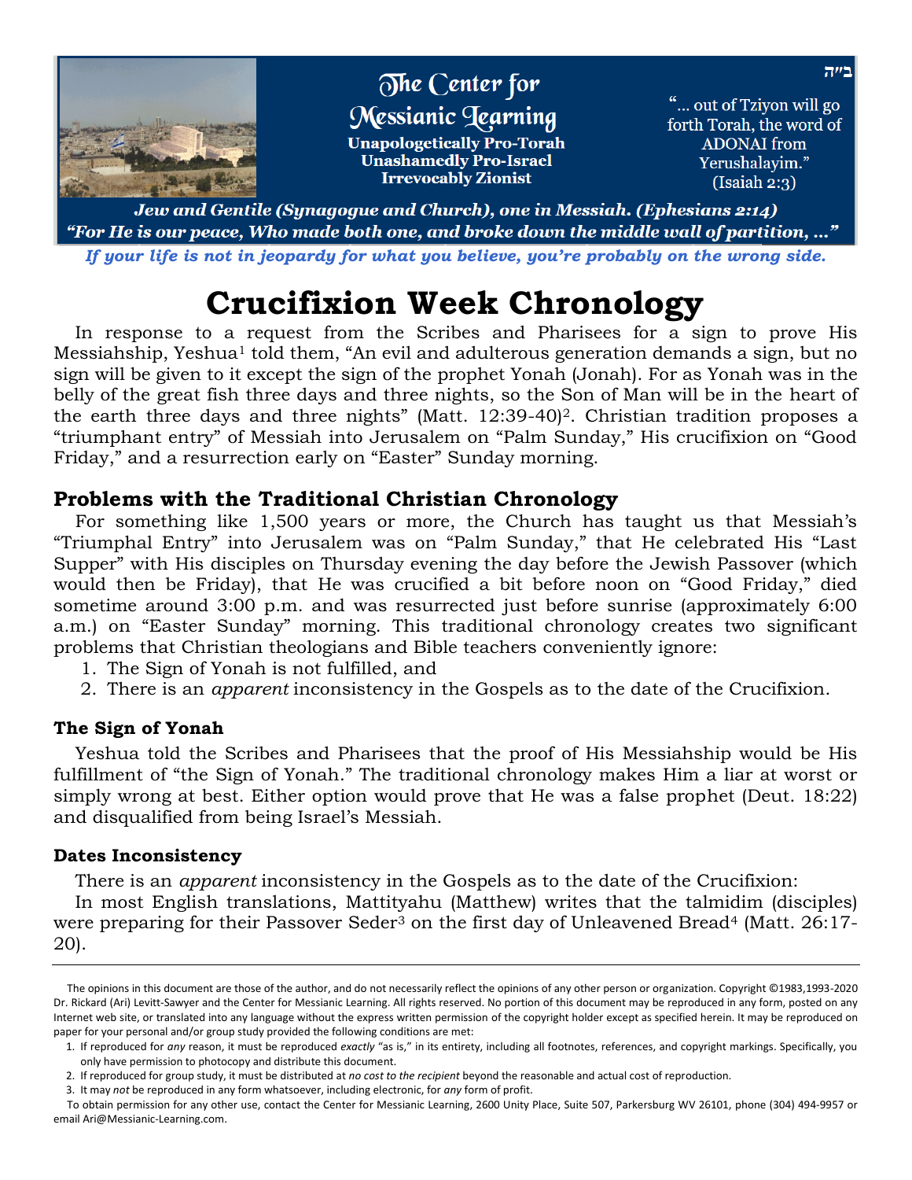ב״ה

# The Center for Messianic Learning

**Unapologetically Pro-Torah**
**Unashamedly Pro-Israel**
**Irrevocably Zionist**

"... out of Tziyon will go forth Torah, the word of ADONAI from Yerushalayim." (Isaiah 2:3)

***Jew and Gentile (Synagogue and Church), one in Messiah. (Ephesians 2:14)***
***"For He is our peace, Who made both one, and broke down the middle wall of partition, ..."***

***If your life is not in jeopardy for what you believe, you're probably on the wrong side.***

# Crucifixion Week Chronology

In response to a request from the Scribes and Pharisees for a sign to prove His Messiahship, Yeshua[1] told them, "An evil and adulterous generation demands a sign, but no sign will be given to it except the sign of the prophet Yonah (Jonah). For as Yonah was in the belly of the great fish three days and three nights, so the Son of Man will be in the heart of the earth three days and three nights" (Matt. 12:39-40)[2]. Christian tradition proposes a "triumphant entry" of Messiah into Jerusalem on "Palm Sunday," His crucifixion on "Good Friday," and a resurrection early on "Easter" Sunday morning.

## Problems with the Traditional Christian Chronology

For something like 1,500 years or more, the Church has taught us that Messiah's "Triumphal Entry" into Jerusalem was on "Palm Sunday," that He celebrated His "Last Supper" with His disciples on Thursday evening the day before the Jewish Passover (which would then be Friday), that He was crucified a bit before noon on "Good Friday," died sometime around 3:00 p.m. and was resurrected just before sunrise (approximately 6:00 a.m.) on "Easter Sunday" morning. This traditional chronology creates two significant problems that Christian theologians and Bible teachers conveniently ignore:

1. The Sign of Yonah is not fulfilled, and
2. There is an *apparent* inconsistency in the Gospels as to the date of the Crucifixion.

### The Sign of Yonah

Yeshua told the Scribes and Pharisees that the proof of His Messiahship would be His fulfillment of "the Sign of Yonah." The traditional chronology makes Him a liar at worst or simply wrong at best. Either option would prove that He was a false prophet (Deut. 18:22) and disqualified from being Israel's Messiah.

### Dates Inconsistency

There is an *apparent* inconsistency in the Gospels as to the date of the Crucifixion:

In most English translations, Mattityahu (Matthew) writes that the talmidim (disciples) were preparing for their Passover Seder[3] on the first day of Unleavened Bread[4] (Matt. 26:17-20).

---

The opinions in this document are those of the author, and do not necessarily reflect the opinions of any other person or organization. Copyright ©1983,1993-2020 Dr. Rickard (Ari) Levitt-Sawyer and the Center for Messianic Learning. All rights reserved. No portion of this document may be reproduced in any form, posted on any Internet web site, or translated into any language without the express written permission of the copyright holder except as specified herein. It may be reproduced on paper for your personal and/or group study provided the following conditions are met:

1. If reproduced for *any* reason, it must be reproduced *exactly* "as is," in its entirety, including all footnotes, references, and copyright markings. Specifically, you only have permission to photocopy and distribute this document.
2. If reproduced for group study, it must be distributed at *no cost to the recipient* beyond the reasonable and actual cost of reproduction.
3. It may *not* be reproduced in any form whatsoever, including electronic, for *any* form of profit.

To obtain permission for any other use, contact the Center for Messianic Learning, 2600 Unity Place, Suite 507, Parkersburg WV 26101, phone (304) 494-9957 or email Ari@Messianic-Learning.com.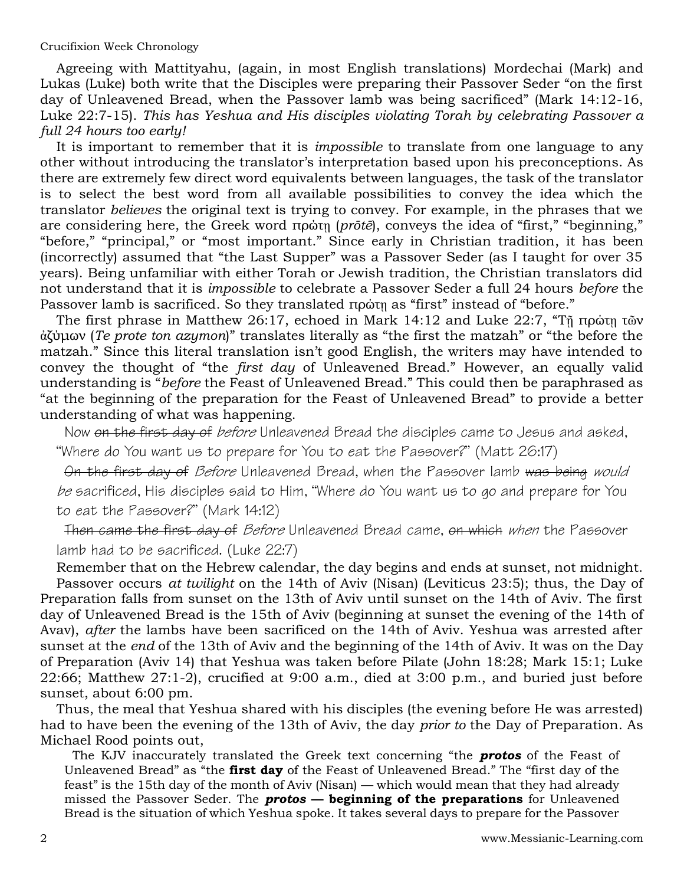Agreeing with Mattityahu, (again, in most English translations) Mordechai (Mark) and Lukas (Luke) both write that the Disciples were preparing their Passover Seder "on the first day of Unleavened Bread, when the Passover lamb was being sacrificed" (Mark 14:12-16, Luke 22:7-15). *This has Yeshua and His disciples violating Torah by celebrating Passover a full 24 hours too early!*

It is important to remember that it is *impossible* to translate from one language to any other without introducing the translator's interpretation based upon his preconceptions. As there are extremely few direct word equivalents between languages, the task of the translator is to select the best word from all available possibilities to convey the idea which the translator *believes* the original text is trying to convey. For example, in the phrases that we are considering here, the Greek word πρώτη (*prōtē*), conveys the idea of "first," "beginning," "before," "principal," or "most important." Since early in Christian tradition, it has been (incorrectly) assumed that "the Last Supper" was a Passover Seder (as I taught for over 35 years). Being unfamiliar with either Torah or Jewish tradition, the Christian translators did not understand that it is *impossible* to celebrate a Passover Seder a full 24 hours *before* the Passover lamb is sacrificed. So they translated πρώτη as "first" instead of "before."

The first phrase in Matthew 26:17, echoed in Mark 14:12 and Luke 22:7, "Τῇ πρώτῃ τῶν ἀζύμων (*Te prote ton azymon*)" translates literally as "the first the matzah" or "the before the matzah." Since this literal translation isn't good English, the writers may have intended to convey the thought of "the *first day* of Unleavened Bread." However, an equally valid understanding is "*before* the Feast of Unleavened Bread." This could then be paraphrased as "at the beginning of the preparation for the Feast of Unleavened Bread" to provide a better understanding of what was happening.

> Now ~~on the first day of~~ *before* Unleavened Bread the disciples came to Jesus and asked, "Where do You want us to prepare for You to eat the Passover?" (Matt 26:17)
>
> ~~On the first day of~~ *Before* Unleavened Bread, when the Passover lamb ~~was being~~ *would be* sacrificed, His disciples said to Him, "Where do You want us to go and prepare for You to eat the Passover?" (Mark 14:12)
>
> ~~Then came the first day of~~ *Before* Unleavened Bread came, ~~on which~~ *when* the Passover lamb had to be sacrificed. (Luke 22:7)

Remember that on the Hebrew calendar, the day begins and ends at sunset, not midnight.

Passover occurs *at twilight* on the 14th of Aviv (Nisan) (Leviticus 23:5); thus, the Day of Preparation falls from sunset on the 13th of Aviv until sunset on the 14th of Aviv. The first day of Unleavened Bread is the 15th of Aviv (beginning at sunset the evening of the 14th of Avav), *after* the lambs have been sacrificed on the 14th of Aviv. Yeshua was arrested after sunset at the *end* of the 13th of Aviv and the beginning of the 14th of Aviv. It was on the Day of Preparation (Aviv 14) that Yeshua was taken before Pilate (John 18:28; Mark 15:1; Luke 22:66; Matthew 27:1-2), crucified at 9:00 a.m., died at 3:00 p.m., and buried just before sunset, about 6:00 pm.

Thus, the meal that Yeshua shared with his disciples (the evening before He was arrested) had to have been the evening of the 13th of Aviv, the day *prior to* the Day of Preparation. As Michael Rood points out,

> The KJV inaccurately translated the Greek text concerning "the ***protos*** of the Feast of Unleavened Bread" as "the **first day** of the Feast of Unleavened Bread." The "first day of the feast" is the 15th day of the month of Aviv (Nisan) — which would mean that they had already missed the Passover Seder. The ***protos* — beginning of the preparations** for Unleavened Bread is the situation of which Yeshua spoke. It takes several days to prepare for the Passover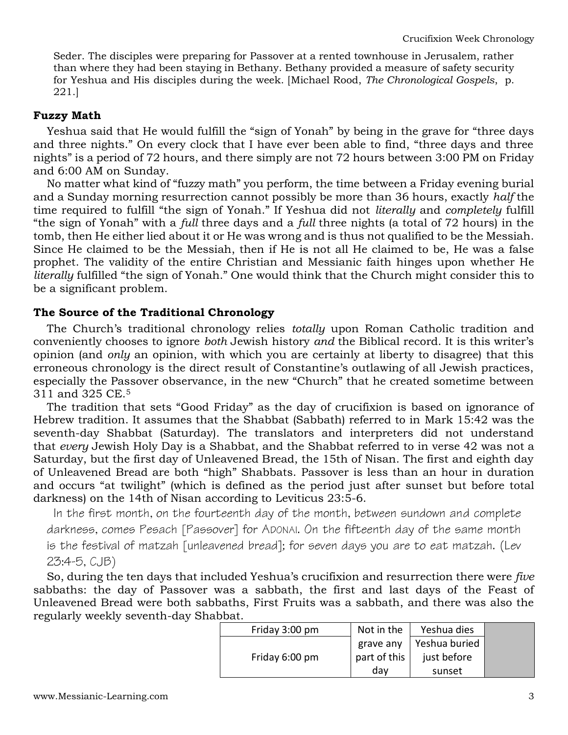Seder. The disciples were preparing for Passover at a rented townhouse in Jerusalem, rather than where they had been staying in Bethany. Bethany provided a measure of safety security for Yeshua and His disciples during the week. [Michael Rood, *The Chronological Gospels*, p. 221.]

### Fuzzy Math

Yeshua said that He would fulfill the "sign of Yonah" by being in the grave for "three days and three nights." On every clock that I have ever been able to find, "three days and three nights" is a period of 72 hours, and there simply are not 72 hours between 3:00 PM on Friday and 6:00 AM on Sunday.

No matter what kind of "fuzzy math" you perform, the time between a Friday evening burial and a Sunday morning resurrection cannot possibly be more than 36 hours, exactly *half* the time required to fulfill "the sign of Yonah." If Yeshua did not *literally* and *completely* fulfill "the sign of Yonah" with a *full* three days and a *full* three nights (a total of 72 hours) in the tomb, then He either lied about it or He was wrong and is thus not qualified to be the Messiah. Since He claimed to be the Messiah, then if He is not all He claimed to be, He was a false prophet. The validity of the entire Christian and Messianic faith hinges upon whether He *literally* fulfilled "the sign of Yonah." One would think that the Church might consider this to be a significant problem.

### The Source of the Traditional Chronology

The Church's traditional chronology relies *totally* upon Roman Catholic tradition and conveniently chooses to ignore *both* Jewish history *and* the Biblical record. It is this writer's opinion (and *only* an opinion, with which you are certainly at liberty to disagree) that this erroneous chronology is the direct result of Constantine's outlawing of all Jewish practices, especially the Passover observance, in the new "Church" that he created sometime between 311 and 325 CE.[5]

The tradition that sets "Good Friday" as the day of crucifixion is based on ignorance of Hebrew tradition. It assumes that the Shabbat (Sabbath) referred to in Mark 15:42 was the seventh-day Shabbat (Saturday). The translators and interpreters did not understand that *every* Jewish Holy Day is a Shabbat, and the Shabbat referred to in verse 42 was not a Saturday, but the first day of Unleavened Bread, the 15th of Nisan. The first and eighth day of Unleavened Bread are both "high" Shabbats. Passover is less than an hour in duration and occurs "at twilight" (which is defined as the period just after sunset but before total darkness) on the 14th of Nisan according to Leviticus 23:5-6.

> In the first month, on the fourteenth day of the month, between sundown and complete darkness, comes Pesach [Passover] for ADONAI. On the fifteenth day of the same month is the festival of matzah [unleavened bread]; for seven days you are to eat matzah. (Lev 23:4-5, CJB)

So, during the ten days that included Yeshua's crucifixion and resurrection there were *five* sabbaths: the day of Passover was a sabbath, the first and last days of the Feast of Unleavened Bread were both sabbaths, First Fruits was a sabbath, and there was also the regularly weekly seventh-day Shabbat.

| | | | |
|---|---|---|---|
| Friday 3:00 pm | Not in the grave any part of this day | Yeshua dies | |
| Friday 6:00 pm | | Yeshua buried just before sunset | |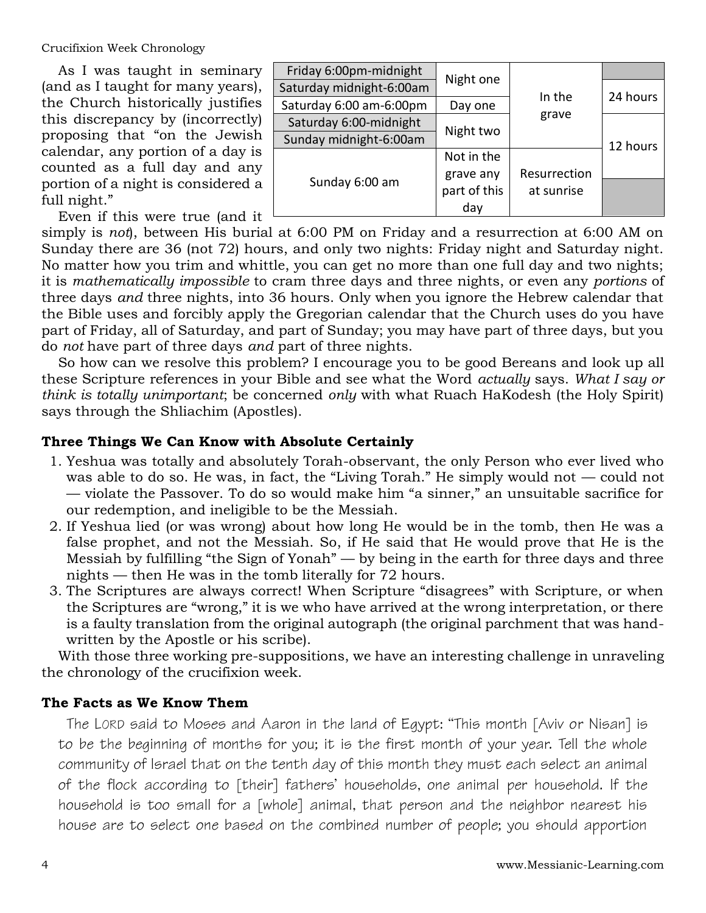As I was taught in seminary (and as I taught for many years), the Church historically justifies this discrepancy by (incorrectly) proposing that "on the Jewish calendar, any portion of a day is counted as a full day and any portion of a night is considered a full night."

| | | | |
|---|---|---|---|
| Friday 6:00pm-midnight | Night one | In the grave | |
| Saturday midnight-6:00am | | | 24 hours |
| Saturday 6:00 am-6:00pm | Day one | | |
| Saturday 6:00-midnight | Night two | | 12 hours |
| Sunday midnight-6:00am | | | |
| Sunday 6:00 am | Not in the grave any part of this day | Resurrection at sunrise | |

Even if this were true (and it simply is *not*), between His burial at 6:00 PM on Friday and a resurrection at 6:00 AM on Sunday there are 36 (not 72) hours, and only two nights: Friday night and Saturday night. No matter how you trim and whittle, you can get no more than one full day and two nights; it is *mathematically impossible* to cram three days and three nights, or even any *portions* of three days *and* three nights, into 36 hours. Only when you ignore the Hebrew calendar that the Bible uses and forcibly apply the Gregorian calendar that the Church uses do you have part of Friday, all of Saturday, and part of Sunday; you may have part of three days, but you do *not* have part of three days *and* part of three nights.

So how can we resolve this problem? I encourage you to be good Bereans and look up all these Scripture references in your Bible and see what the Word *actually* says. *What I say or think is totally unimportant*; be concerned *only* with what Ruach HaKodesh (the Holy Spirit) says through the Shliachim (Apostles).

### Three Things We Can Know with Absolute Certainly

1. Yeshua was totally and absolutely Torah-observant, the only Person who ever lived who was able to do so. He was, in fact, the "Living Torah." He simply would not — could not — violate the Passover. To do so would make him "a sinner," an unsuitable sacrifice for our redemption, and ineligible to be the Messiah.
2. If Yeshua lied (or was wrong) about how long He would be in the tomb, then He was a false prophet, and not the Messiah. So, if He said that He would prove that He is the Messiah by fulfilling "the Sign of Yonah" — by being in the earth for three days and three nights — then He was in the tomb literally for 72 hours.
3. The Scriptures are always correct! When Scripture "disagrees" with Scripture, or when the Scriptures are "wrong," it is we who have arrived at the wrong interpretation, or there is a faulty translation from the original autograph (the original parchment that was hand-written by the Apostle or his scribe).

With those three working pre-suppositions, we have an interesting challenge in unraveling the chronology of the crucifixion week.

### The Facts as We Know Them

The LORD said to Moses and Aaron in the land of Egypt: "This month [Aviv or Nisan] is to be the beginning of months for you; it is the first month of your year. Tell the whole community of Israel that on the tenth day of this month they must each select an animal of the flock according to [their] fathers' households, one animal per household. If the household is too small for a [whole] animal, that person and the neighbor nearest his house are to select one based on the combined number of people; you should apportion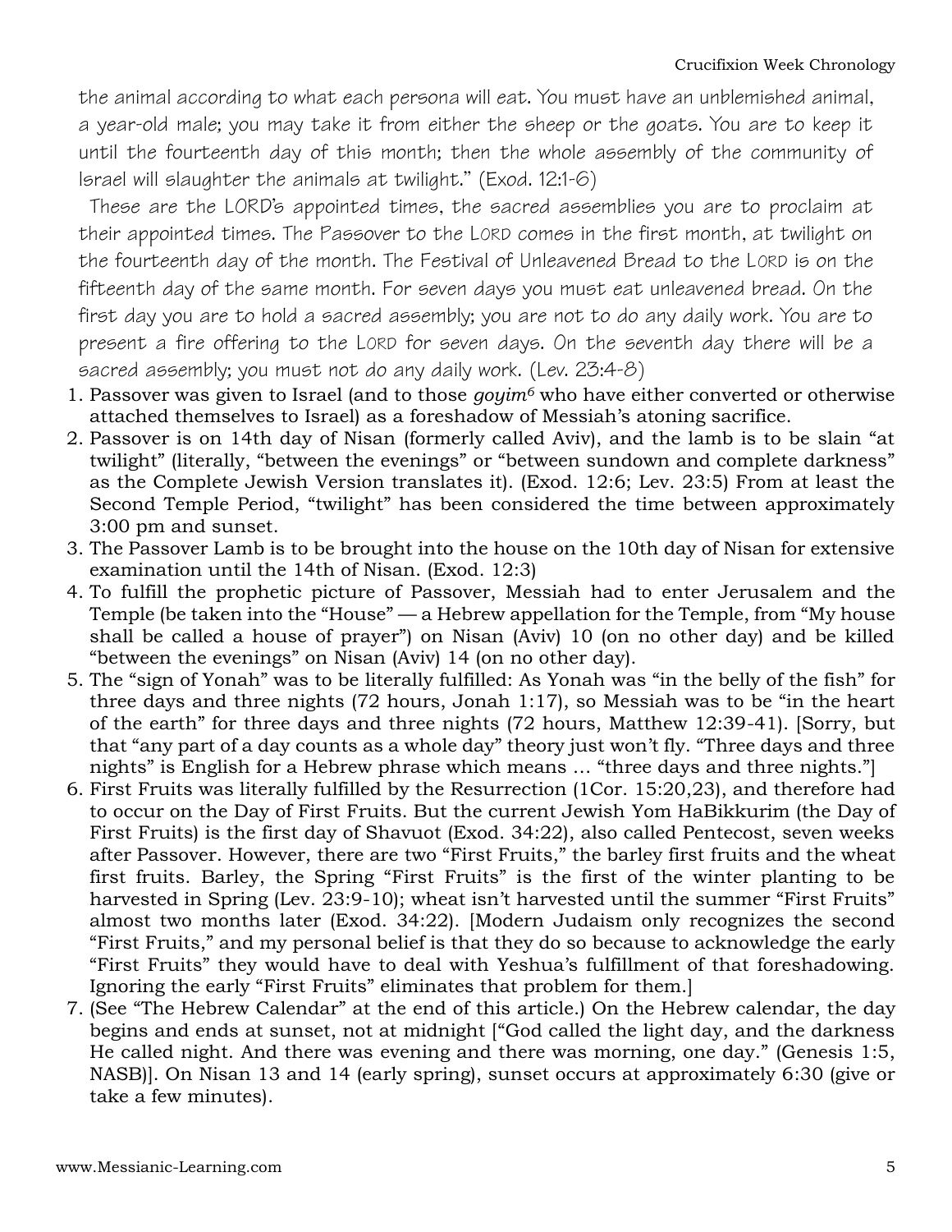the animal according to what each persona will eat. You must have an unblemished animal, a year-old male; you may take it from either the sheep or the goats. You are to keep it until the fourteenth day of this month; then the whole assembly of the community of Israel will slaughter the animals at twilight." (Exod. 12:1-6)

These are the LORD's appointed times, the sacred assemblies you are to proclaim at their appointed times. The Passover to the LORD comes in the first month, at twilight on the fourteenth day of the month. The Festival of Unleavened Bread to the LORD is on the fifteenth day of the same month. For seven days you must eat unleavened bread. On the first day you are to hold a sacred assembly; you are not to do any daily work. You are to present a fire offering to the LORD for seven days. On the seventh day there will be a sacred assembly; you must not do any daily work. (Lev. 23:4-8)

1. Passover was given to Israel (and to those *goyim*[6] who have either converted or otherwise attached themselves to Israel) as a foreshadow of Messiah's atoning sacrifice.
2. Passover is on 14th day of Nisan (formerly called Aviv), and the lamb is to be slain "at twilight" (literally, "between the evenings" or "between sundown and complete darkness" as the Complete Jewish Version translates it). (Exod. 12:6; Lev. 23:5) From at least the Second Temple Period, "twilight" has been considered the time between approximately 3:00 pm and sunset.
3. The Passover Lamb is to be brought into the house on the 10th day of Nisan for extensive examination until the 14th of Nisan. (Exod. 12:3)
4. To fulfill the prophetic picture of Passover, Messiah had to enter Jerusalem and the Temple (be taken into the "House" — a Hebrew appellation for the Temple, from "My house shall be called a house of prayer") on Nisan (Aviv) 10 (on no other day) and be killed "between the evenings" on Nisan (Aviv) 14 (on no other day).
5. The "sign of Yonah" was to be literally fulfilled: As Yonah was "in the belly of the fish" for three days and three nights (72 hours, Jonah 1:17), so Messiah was to be "in the heart of the earth" for three days and three nights (72 hours, Matthew 12:39-41). [Sorry, but that "any part of a day counts as a whole day" theory just won't fly. "Three days and three nights" is English for a Hebrew phrase which means … "three days and three nights."]
6. First Fruits was literally fulfilled by the Resurrection (1Cor. 15:20,23), and therefore had to occur on the Day of First Fruits. But the current Jewish Yom HaBikkurim (the Day of First Fruits) is the first day of Shavuot (Exod. 34:22), also called Pentecost, seven weeks after Passover. However, there are two "First Fruits," the barley first fruits and the wheat first fruits. Barley, the Spring "First Fruits" is the first of the winter planting to be harvested in Spring (Lev. 23:9-10); wheat isn't harvested until the summer "First Fruits" almost two months later (Exod. 34:22). [Modern Judaism only recognizes the second "First Fruits," and my personal belief is that they do so because to acknowledge the early "First Fruits" they would have to deal with Yeshua's fulfillment of that foreshadowing. Ignoring the early "First Fruits" eliminates that problem for them.]
7. (See "The Hebrew Calendar" at the end of this article.) On the Hebrew calendar, the day begins and ends at sunset, not at midnight ["God called the light day, and the darkness He called night. And there was evening and there was morning, one day." (Genesis 1:5, NASB)]. On Nisan 13 and 14 (early spring), sunset occurs at approximately 6:30 (give or take a few minutes).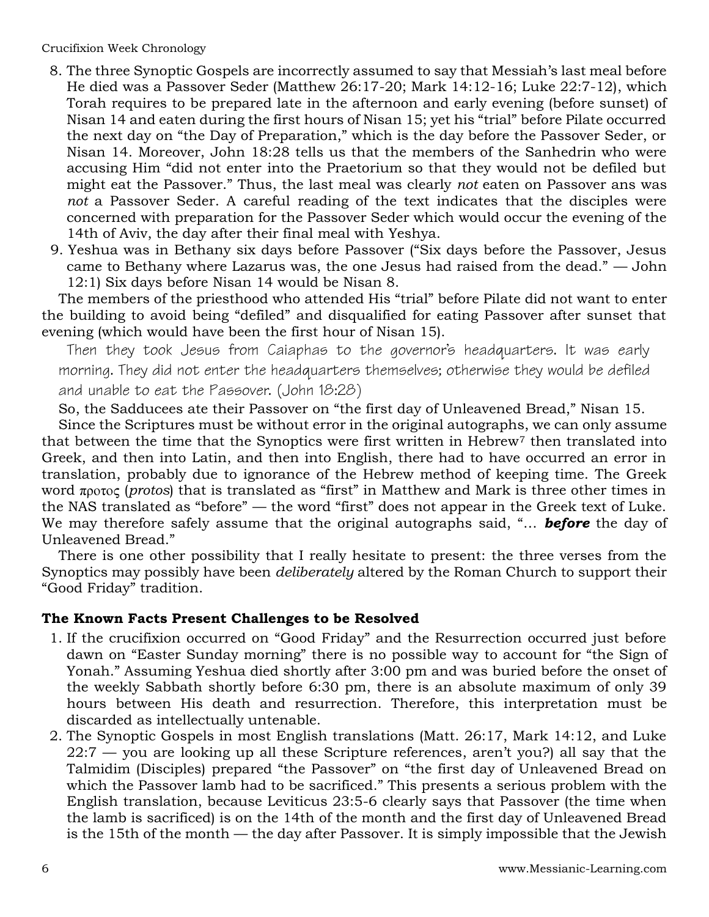8. The three Synoptic Gospels are incorrectly assumed to say that Messiah's last meal before He died was a Passover Seder (Matthew 26:17-20; Mark 14:12-16; Luke 22:7-12), which Torah requires to be prepared late in the afternoon and early evening (before sunset) of Nisan 14 and eaten during the first hours of Nisan 15; yet his "trial" before Pilate occurred the next day on "the Day of Preparation," which is the day before the Passover Seder, or Nisan 14. Moreover, John 18:28 tells us that the members of the Sanhedrin who were accusing Him "did not enter into the Praetorium so that they would not be defiled but might eat the Passover." Thus, the last meal was clearly *not* eaten on Passover ans was *not* a Passover Seder. A careful reading of the text indicates that the disciples were concerned with preparation for the Passover Seder which would occur the evening of the 14th of Aviv, the day after their final meal with Yeshya.
9. Yeshua was in Bethany six days before Passover ("Six days before the Passover, Jesus came to Bethany where Lazarus was, the one Jesus had raised from the dead." — John 12:1) Six days before Nisan 14 would be Nisan 8.

The members of the priesthood who attended His "trial" before Pilate did not want to enter the building to avoid being "defiled" and disqualified for eating Passover after sunset that evening (which would have been the first hour of Nisan 15).

> Then they took Jesus from Caiaphas to the governor's headquarters. It was early morning. They did not enter the headquarters themselves; otherwise they would be defiled and unable to eat the Passover. (John 18:28)

So, the Sadducees ate their Passover on "the first day of Unleavened Bread," Nisan 15.

Since the Scriptures must be without error in the original autographs, we can only assume that between the time that the Synoptics were first written in Hebrew[7] then translated into Greek, and then into Latin, and then into English, there had to have occurred an error in translation, probably due to ignorance of the Hebrew method of keeping time. The Greek word προτος (*protos*) that is translated as "first" in Matthew and Mark is three other times in the NAS translated as "before" — the word "first" does not appear in the Greek text of Luke. We may therefore safely assume that the original autographs said, "… ***before*** the day of Unleavened Bread."

There is one other possibility that I really hesitate to present: the three verses from the Synoptics may possibly have been *deliberately* altered by the Roman Church to support their "Good Friday" tradition.

### The Known Facts Present Challenges to be Resolved

1. If the crucifixion occurred on "Good Friday" and the Resurrection occurred just before dawn on "Easter Sunday morning" there is no possible way to account for "the Sign of Yonah." Assuming Yeshua died shortly after 3:00 pm and was buried before the onset of the weekly Sabbath shortly before 6:30 pm, there is an absolute maximum of only 39 hours between His death and resurrection. Therefore, this interpretation must be discarded as intellectually untenable.
2. The Synoptic Gospels in most English translations (Matt. 26:17, Mark 14:12, and Luke 22:7 — you are looking up all these Scripture references, aren't you?) all say that the Talmidim (Disciples) prepared "the Passover" on "the first day of Unleavened Bread on which the Passover lamb had to be sacrificed." This presents a serious problem with the English translation, because Leviticus 23:5-6 clearly says that Passover (the time when the lamb is sacrificed) is on the 14th of the month and the first day of Unleavened Bread is the 15th of the month — the day after Passover. It is simply impossible that the Jewish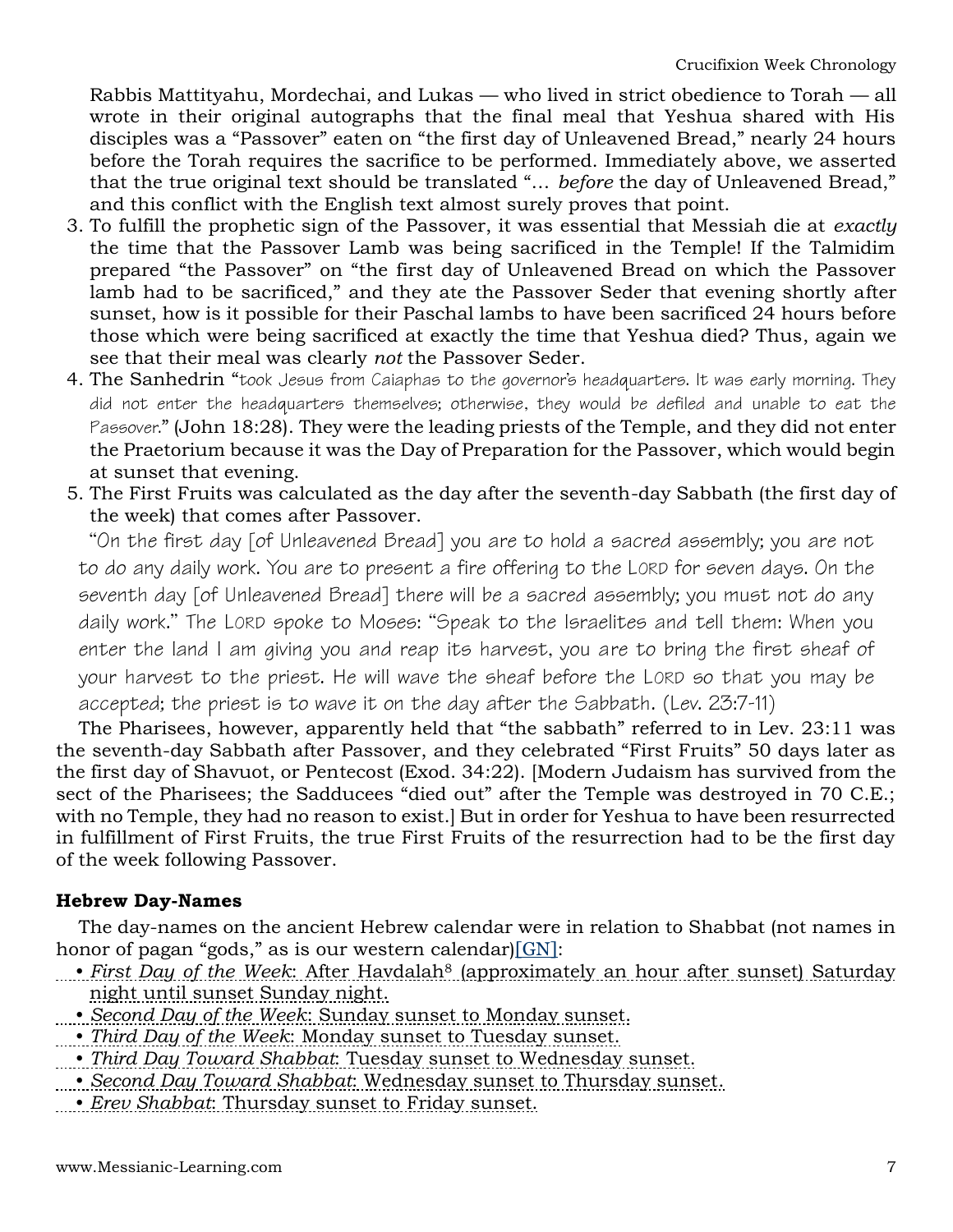Rabbis Mattityahu, Mordechai, and Lukas — who lived in strict obedience to Torah — all wrote in their original autographs that the final meal that Yeshua shared with His disciples was a "Passover" eaten on "the first day of Unleavened Bread," nearly 24 hours before the Torah requires the sacrifice to be performed. Immediately above, we asserted that the true original text should be translated "… *before* the day of Unleavened Bread," and this conflict with the English text almost surely proves that point.

3. To fulfill the prophetic sign of the Passover, it was essential that Messiah die at *exactly* the time that the Passover Lamb was being sacrificed in the Temple! If the Talmidim prepared "the Passover" on "the first day of Unleavened Bread on which the Passover lamb had to be sacrificed," and they ate the Passover Seder that evening shortly after sunset, how is it possible for their Paschal lambs to have been sacrificed 24 hours before those which were being sacrificed at exactly the time that Yeshua died? Thus, again we see that their meal was clearly *not* the Passover Seder.
4. The Sanhedrin "took Jesus from Caiaphas to the governor's headquarters. It was early morning. They did not enter the headquarters themselves; otherwise, they would be defiled and unable to eat the Passover." (John 18:28). They were the leading priests of the Temple, and they did not enter the Praetorium because it was the Day of Preparation for the Passover, which would begin at sunset that evening.
5. The First Fruits was calculated as the day after the seventh-day Sabbath (the first day of the week) that comes after Passover.

"On the first day [of Unleavened Bread] you are to hold a sacred assembly; you are not to do any daily work. You are to present a fire offering to the LORD for seven days. On the seventh day [of Unleavened Bread] there will be a sacred assembly; you must not do any daily work." The LORD spoke to Moses: "Speak to the Israelites and tell them: When you enter the land I am giving you and reap its harvest, you are to bring the first sheaf of your harvest to the priest. He will wave the sheaf before the LORD so that you may be accepted; the priest is to wave it on the day after the Sabbath. (Lev. 23:7-11)

The Pharisees, however, apparently held that "the sabbath" referred to in Lev. 23:11 was the seventh-day Sabbath after Passover, and they celebrated "First Fruits" 50 days later as the first day of Shavuot, or Pentecost (Exod. 34:22). [Modern Judaism has survived from the sect of the Pharisees; the Sadducees "died out" after the Temple was destroyed in 70 C.E.; with no Temple, they had no reason to exist.] But in order for Yeshua to have been resurrected in fulfillment of First Fruits, the true First Fruits of the resurrection had to be the first day of the week following Passover.

**Hebrew Day-Names**

The day-names on the ancient Hebrew calendar were in relation to Shabbat (not names in honor of pagan "gods," as is our western calendar)[GN]:

- *First Day of the Week*: After Havdalah[8] (approximately an hour after sunset) Saturday night until sunset Sunday night.
- *Second Day of the Week*: Sunday sunset to Monday sunset.
- *Third Day of the Week*: Monday sunset to Tuesday sunset.
- *Third Day Toward Shabbat*: Tuesday sunset to Wednesday sunset.
- *Second Day Toward Shabbat*: Wednesday sunset to Thursday sunset.
- *Erev Shabbat*: Thursday sunset to Friday sunset.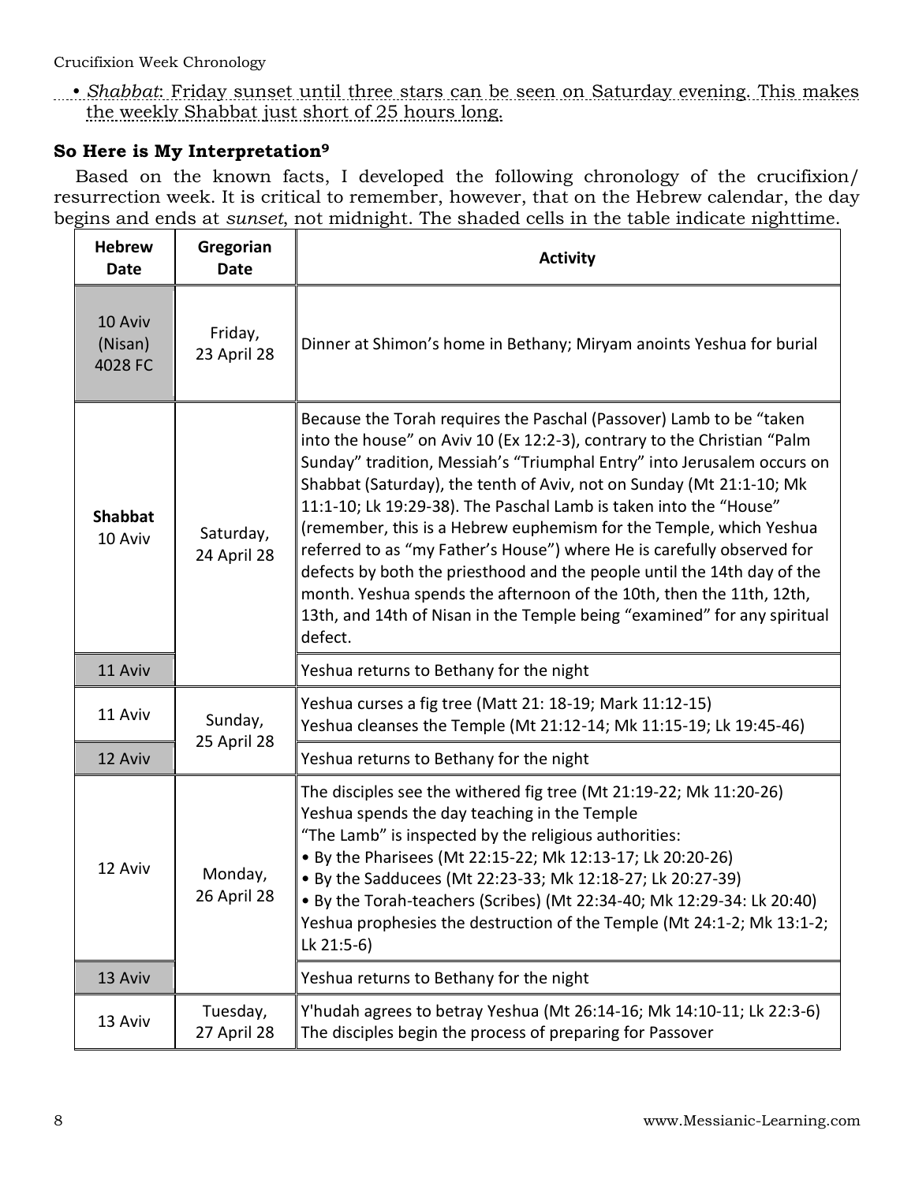- *Shabbat*: Friday sunset until three stars can be seen on Saturday evening. This makes the weekly Shabbat just short of 25 hours long.

### So Here is My Interpretation[9]

Based on the known facts, I developed the following chronology of the crucifixion/resurrection week. It is critical to remember, however, that on the Hebrew calendar, the day begins and ends at *sunset*, not midnight. The shaded cells in the table indicate nighttime.

| Hebrew Date | Gregorian Date | Activity |
|---|---|---|
| 10 Aviv (Nisan) 4028 FC | Friday, 23 April 28 | Dinner at Shimon's home in Bethany; Miryam anoints Yeshua for burial |
| **Shabbat** 10 Aviv | Saturday, 24 April 28 | Because the Torah requires the Paschal (Passover) Lamb to be "taken into the house" on Aviv 10 (Ex 12:2-3), contrary to the Christian "Palm Sunday" tradition, Messiah's "Triumphal Entry" into Jerusalem occurs on Shabbat (Saturday), the tenth of Aviv, not on Sunday (Mt 21:1-10; Mk 11:1-10; Lk 19:29-38). The Paschal Lamb is taken into the "House" (remember, this is a Hebrew euphemism for the Temple, which Yeshua referred to as "my Father's House") where He is carefully observed for defects by both the priesthood and the people until the 14th day of the month. Yeshua spends the afternoon of the 10th, then the 11th, 12th, 13th, and 14th of Nisan in the Temple being "examined" for any spiritual defect. |
| 11 Aviv | | Yeshua returns to Bethany for the night |
| 11 Aviv | Sunday, 25 April 28 | Yeshua curses a fig tree (Matt 21: 18-19; Mark 11:12-15)<br>Yeshua cleanses the Temple (Mt 21:12-14; Mk 11:15-19; Lk 19:45-46) |
| 12 Aviv | | Yeshua returns to Bethany for the night |
| 12 Aviv | Monday, 26 April 28 | The disciples see the withered fig tree (Mt 21:19-22; Mk 11:20-26)<br>Yeshua spends the day teaching in the Temple<br>"The Lamb" is inspected by the religious authorities:<br>• By the Pharisees (Mt 22:15-22; Mk 12:13-17; Lk 20:20-26)<br>• By the Sadducees (Mt 22:23-33; Mk 12:18-27; Lk 20:27-39)<br>• By the Torah-teachers (Scribes) (Mt 22:34-40; Mk 12:29-34: Lk 20:40)<br>Yeshua prophesies the destruction of the Temple (Mt 24:1-2; Mk 13:1-2; Lk 21:5-6) |
| 13 Aviv | | Yeshua returns to Bethany for the night |
| 13 Aviv | Tuesday, 27 April 28 | Y'hudah agrees to betray Yeshua (Mt 26:14-16; Mk 14:10-11; Lk 22:3-6)<br>The disciples begin the process of preparing for Passover |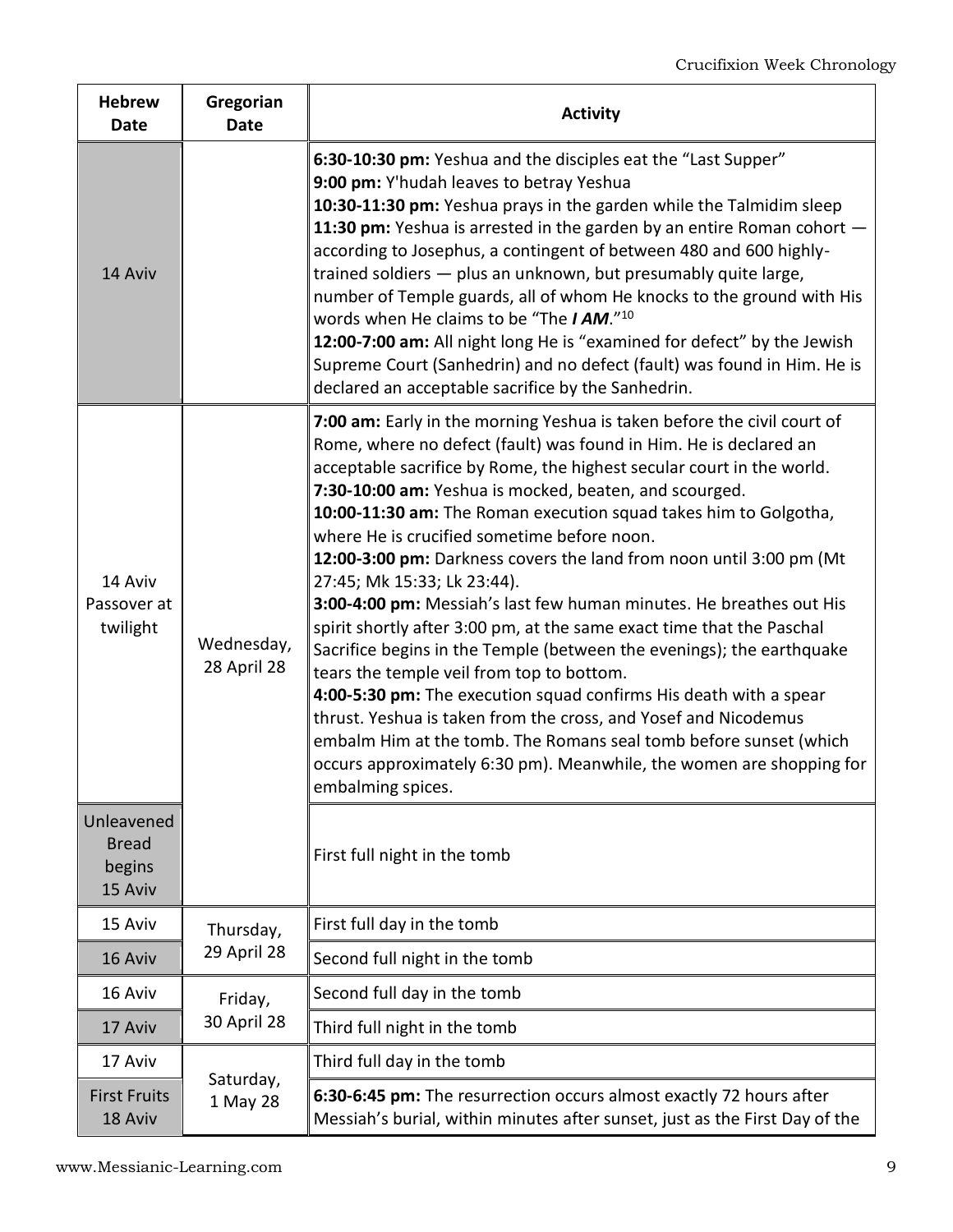| Hebrew Date | Gregorian Date | Activity |
|---|---|---|
| 14 Aviv | | **6:30-10:30 pm:** Yeshua and the disciples eat the "Last Supper"<br>**9:00 pm:** Y'hudah leaves to betray Yeshua<br>**10:30-11:30 pm:** Yeshua prays in the garden while the Talmidim sleep<br>**11:30 pm:** Yeshua is arrested in the garden by an entire Roman cohort — according to Josephus, a contingent of between 480 and 600 highly-trained soldiers — plus an unknown, but presumably quite large, number of Temple guards, all of whom He knocks to the ground with His words when He claims to be "The ***I AM***."[10]<br>**12:00-7:00 am:** All night long He is "examined for defect" by the Jewish Supreme Court (Sanhedrin) and no defect (fault) was found in Him. He is declared an acceptable sacrifice by the Sanhedrin. |
| 14 Aviv Passover at twilight | Wednesday, 28 April 28 | **7:00 am:** Early in the morning Yeshua is taken before the civil court of Rome, where no defect (fault) was found in Him. He is declared an acceptable sacrifice by Rome, the highest secular court in the world.<br>**7:30-10:00 am:** Yeshua is mocked, beaten, and scourged.<br>**10:00-11:30 am:** The Roman execution squad takes him to Golgotha, where He is crucified sometime before noon.<br>**12:00-3:00 pm:** Darkness covers the land from noon until 3:00 pm (Mt 27:45; Mk 15:33; Lk 23:44).<br>**3:00-4:00 pm:** Messiah's last few human minutes. He breathes out His spirit shortly after 3:00 pm, at the same exact time that the Paschal Sacrifice begins in the Temple (between the evenings); the earthquake tears the temple veil from top to bottom.<br>**4:00-5:30 pm:** The execution squad confirms His death with a spear thrust. Yeshua is taken from the cross, and Yosef and Nicodemus embalm Him at the tomb. The Romans seal tomb before sunset (which occurs approximately 6:30 pm). Meanwhile, the women are shopping for embalming spices. |
| Unleavened Bread begins 15 Aviv | | First full night in the tomb |
| 15 Aviv | Thursday, 29 April 28 | First full day in the tomb |
| 16 Aviv | | Second full night in the tomb |
| 16 Aviv | Friday, 30 April 28 | Second full day in the tomb |
| 17 Aviv | | Third full night in the tomb |
| 17 Aviv | Saturday, 1 May 28 | Third full day in the tomb |
| First Fruits 18 Aviv | | **6:30-6:45 pm:** The resurrection occurs almost exactly 72 hours after Messiah's burial, within minutes after sunset, just as the First Day of the |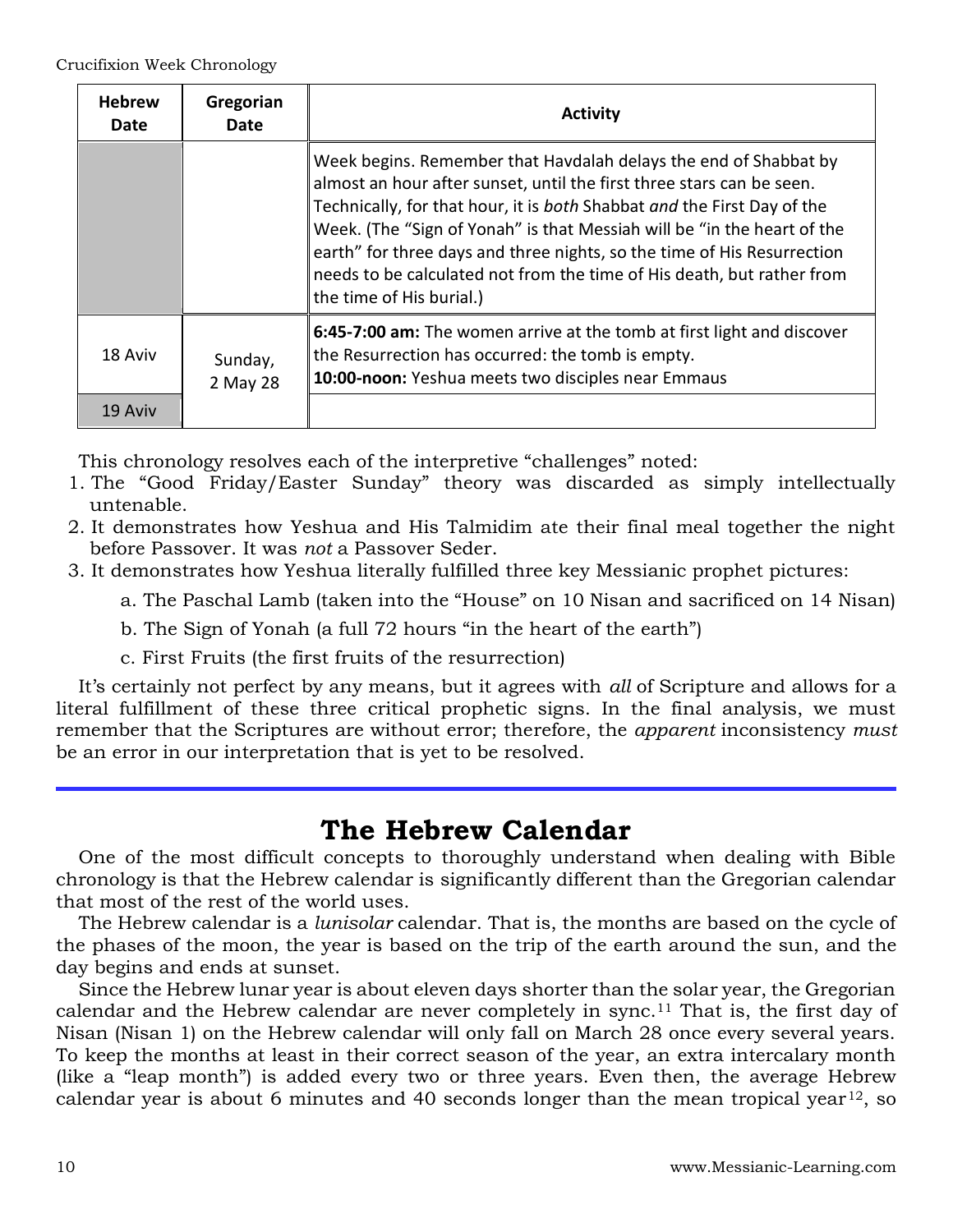| Hebrew Date | Gregorian Date | Activity |
|---|---|---|
| | | Week begins. Remember that Havdalah delays the end of Shabbat by almost an hour after sunset, until the first three stars can be seen. Technically, for that hour, it is *both* Shabbat *and* the First Day of the Week. (The "Sign of Yonah" is that Messiah will be "in the heart of the earth" for three days and three nights, so the time of His Resurrection needs to be calculated not from the time of His death, but rather from the time of His burial.) |
| 18 Aviv | Sunday, 2 May 28 | **6:45-7:00 am:** The women arrive at the tomb at first light and discover the Resurrection has occurred: the tomb is empty. **10:00-noon:** Yeshua meets two disciples near Emmaus |
| 19 Aviv | | |

This chronology resolves each of the interpretive "challenges" noted:

1. The "Good Friday/Easter Sunday" theory was discarded as simply intellectually untenable.
2. It demonstrates how Yeshua and His Talmidim ate their final meal together the night before Passover. It was *not* a Passover Seder.
3. It demonstrates how Yeshua literally fulfilled three key Messianic prophet pictures:
   a. The Paschal Lamb (taken into the "House" on 10 Nisan and sacrificed on 14 Nisan)
   b. The Sign of Yonah (a full 72 hours "in the heart of the earth")
   c. First Fruits (the first fruits of the resurrection)

It's certainly not perfect by any means, but it agrees with *all* of Scripture and allows for a literal fulfillment of these three critical prophetic signs. In the final analysis, we must remember that the Scriptures are without error; therefore, the *apparent* inconsistency *must* be an error in our interpretation that is yet to be resolved.

---

# The Hebrew Calendar

One of the most difficult concepts to thoroughly understand when dealing with Bible chronology is that the Hebrew calendar is significantly different than the Gregorian calendar that most of the rest of the world uses.

The Hebrew calendar is a *lunisolar* calendar. That is, the months are based on the cycle of the phases of the moon, the year is based on the trip of the earth around the sun, and the day begins and ends at sunset.

Since the Hebrew lunar year is about eleven days shorter than the solar year, the Gregorian calendar and the Hebrew calendar are never completely in sync.[11] That is, the first day of Nisan (Nisan 1) on the Hebrew calendar will only fall on March 28 once every several years. To keep the months at least in their correct season of the year, an extra intercalary month (like a "leap month") is added every two or three years. Even then, the average Hebrew calendar year is about 6 minutes and 40 seconds longer than the mean tropical year[12], so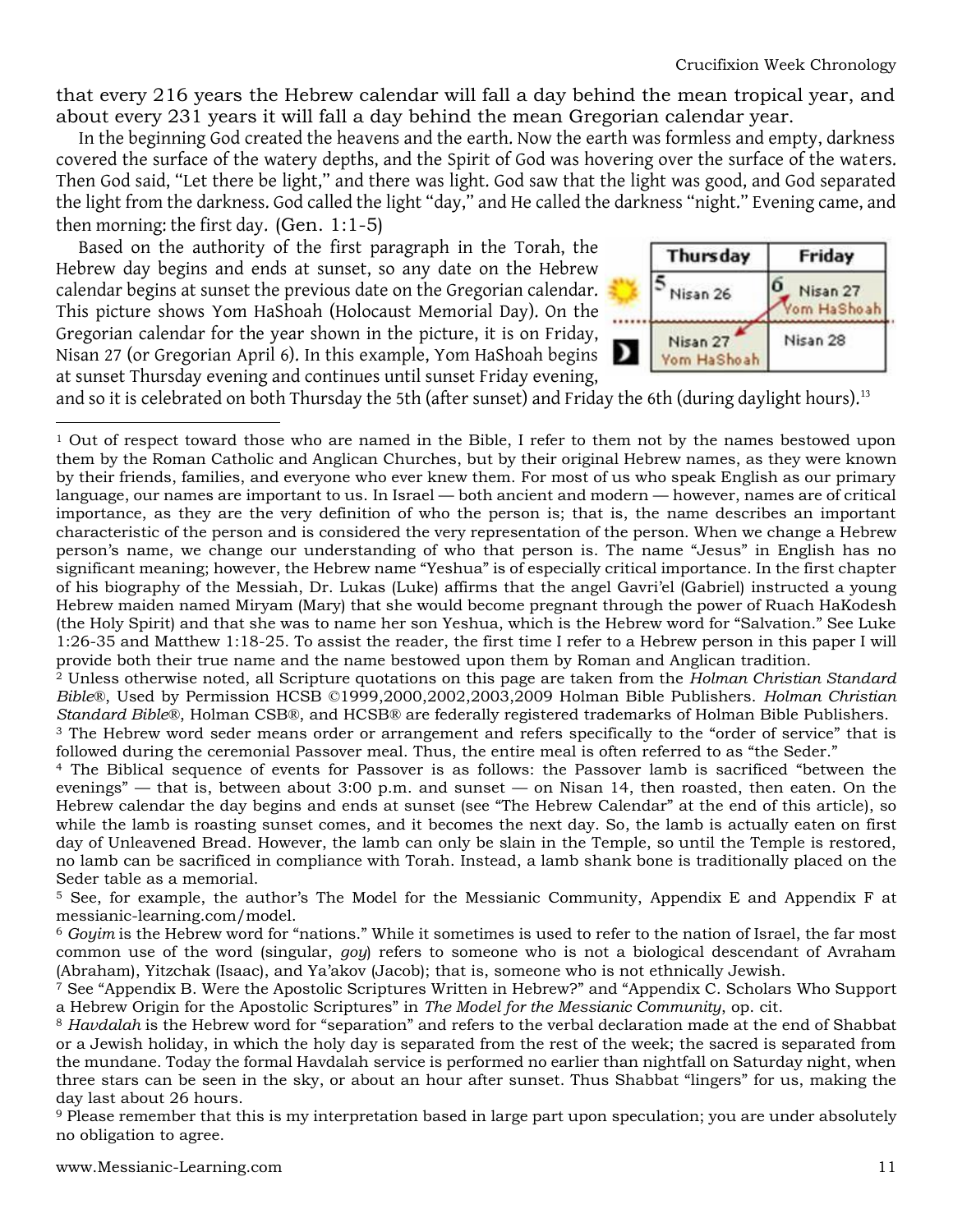that every 216 years the Hebrew calendar will fall a day behind the mean tropical year, and about every 231 years it will fall a day behind the mean Gregorian calendar year.

In the beginning God created the heavens and the earth. Now the earth was formless and empty, darkness covered the surface of the watery depths, and the Spirit of God was hovering over the surface of the waters. Then God said, "Let there be light," and there was light. God saw that the light was good, and God separated the light from the darkness. God called the light "day," and He called the darkness "night." Evening came, and then morning: the first day. (Gen. 1:1-5)

Based on the authority of the first paragraph in the Torah, the Hebrew day begins and ends at sunset, so any date on the Hebrew calendar begins at sunset the previous date on the Gregorian calendar. This picture shows Yom HaShoah (Holocaust Memorial Day). On the Gregorian calendar for the year shown in the picture, it is on Friday, Nisan 27 (or Gregorian April 6). In this example, Yom HaShoah begins at sunset Thursday evening and continues until sunset Friday evening, and so it is celebrated on both Thursday the 5th (after sunset) and Friday the 6th (during daylight hours).[13]

| Thursday | Friday |
|---|---|
| 5 Nisan 26 | 6 Nisan 27 Yom HaShoah |
| Nisan 27 Yom HaShoah | Nisan 28 |

---

[1] Out of respect toward those who are named in the Bible, I refer to them not by the names bestowed upon them by the Roman Catholic and Anglican Churches, but by their original Hebrew names, as they were known by their friends, families, and everyone who ever knew them. For most of us who speak English as our primary language, our names are important to us. In Israel — both ancient and modern — however, names are of critical importance, as they are the very definition of who the person is; that is, the name describes an important characteristic of the person and is considered the very representation of the person. When we change a Hebrew person's name, we change our understanding of who that person is. The name "Jesus" in English has no significant meaning; however, the Hebrew name "Yeshua" is of especially critical importance. In the first chapter of his biography of the Messiah, Dr. Lukas (Luke) affirms that the angel Gavri'el (Gabriel) instructed a young Hebrew maiden named Miryam (Mary) that she would become pregnant through the power of Ruach HaKodesh (the Holy Spirit) and that she was to name her son Yeshua, which is the Hebrew word for "Salvation." See Luke 1:26-35 and Matthew 1:18-25. To assist the reader, the first time I refer to a Hebrew person in this paper I will provide both their true name and the name bestowed upon them by Roman and Anglican tradition.

[2] Unless otherwise noted, all Scripture quotations on this page are taken from the *Holman Christian Standard Bible*®, Used by Permission HCSB ©1999,2000,2002,2003,2009 Holman Bible Publishers. *Holman Christian Standard Bible*®, Holman CSB®, and HCSB® are federally registered trademarks of Holman Bible Publishers.

[3] The Hebrew word seder means order or arrangement and refers specifically to the "order of service" that is followed during the ceremonial Passover meal. Thus, the entire meal is often referred to as "the Seder."

[4] The Biblical sequence of events for Passover is as follows: the Passover lamb is sacrificed "between the evenings" — that is, between about 3:00 p.m. and sunset — on Nisan 14, then roasted, then eaten. On the Hebrew calendar the day begins and ends at sunset (see "The Hebrew Calendar" at the end of this article), so while the lamb is roasting sunset comes, and it becomes the next day. So, the lamb is actually eaten on first day of Unleavened Bread. However, the lamb can only be slain in the Temple, so until the Temple is restored, no lamb can be sacrificed in compliance with Torah. Instead, a lamb shank bone is traditionally placed on the Seder table as a memorial.

[5] See, for example, the author's The Model for the Messianic Community, Appendix E and Appendix F at messianic-learning.com/model.

[6] *Goyim* is the Hebrew word for "nations." While it sometimes is used to refer to the nation of Israel, the far most common use of the word (singular, *goy*) refers to someone who is not a biological descendant of Avraham (Abraham), Yitzchak (Isaac), and Ya'akov (Jacob); that is, someone who is not ethnically Jewish.

[7] See "Appendix B. Were the Apostolic Scriptures Written in Hebrew?" and "Appendix C. Scholars Who Support a Hebrew Origin for the Apostolic Scriptures" in *The Model for the Messianic Community*, op. cit.

[8] *Havdalah* is the Hebrew word for "separation" and refers to the verbal declaration made at the end of Shabbat or a Jewish holiday, in which the holy day is separated from the rest of the week; the sacred is separated from the mundane. Today the formal Havdalah service is performed no earlier than nightfall on Saturday night, when three stars can be seen in the sky, or about an hour after sunset. Thus Shabbat "lingers" for us, making the day last about 26 hours.

[9] Please remember that this is my interpretation based in large part upon speculation; you are under absolutely no obligation to agree.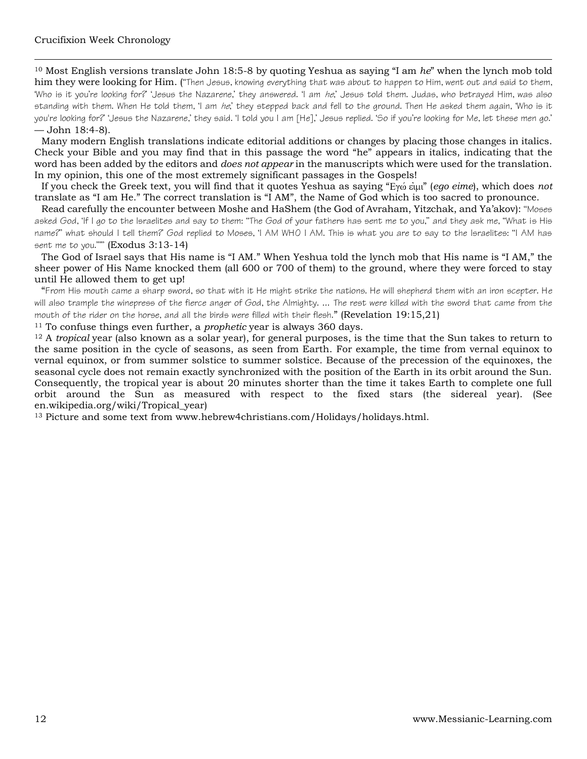[10] Most English versions translate John 18:5-8 by quoting Yeshua as saying "I am *he*" when the lynch mob told him they were looking for Him. ("Then Jesus, knowing everything that was about to happen to Him, went out and said to them, 'Who is it you're looking for?' 'Jesus the Nazarene,' they answered. 'I am *he*,' Jesus told them. Judas, who betrayed Him, was also standing with them. When He told them, 'I am *he*,' they stepped back and fell to the ground. Then He asked them again, 'Who is it you're looking for?' 'Jesus the Nazarene,' they said. 'I told you I am [He],' Jesus replied. 'So if you're looking for Me, let these men go.' — John 18:4-8).

Many modern English translations indicate editorial additions or changes by placing those changes in italics. Check your Bible and you may find that in this passage the word "he" appears in italics, indicating that the word has been added by the editors and *does not appear* in the manuscripts which were used for the translation. In my opinion, this one of the most extremely significant passages in the Gospels!

If you check the Greek text, you will find that it quotes Yeshua as saying "Εγώ ἐιμι" (*ego eime*), which does *not* translate as "I am He." The correct translation is "I AM", the Name of God which is too sacred to pronounce.

Read carefully the encounter between Moshe and HaShem (the God of Avraham, Yitzchak, and Ya'akov): "Moses asked God, 'If I go to the Israelites and say to them: "The God of your fathers has sent me to you," and they ask me, "What is His name?" what should I tell them?' God replied to Moses, 'I AM WHO I AM. This is what you are to say to the Israelites: "I AM has sent me to you."'" (Exodus 3:13-14)

The God of Israel says that His name is "I AM." When Yeshua told the lynch mob that His name is "I AM," the sheer power of His Name knocked them (all 600 or 700 of them) to the ground, where they were forced to stay until He allowed them to get up!

"From His mouth came a sharp sword, so that with it He might strike the nations. He will shepherd them with an iron scepter. He will also trample the winepress of the fierce anger of God, the Almighty. ... The rest were killed with the sword that came from the mouth of the rider on the horse, and all the birds were filled with their flesh." (Revelation 19:15,21)

[11] To confuse things even further, a *prophetic* year is always 360 days.

[12] A *tropical* year (also known as a solar year), for general purposes, is the time that the Sun takes to return to the same position in the cycle of seasons, as seen from Earth. For example, the time from vernal equinox to vernal equinox, or from summer solstice to summer solstice. Because of the precession of the equinoxes, the seasonal cycle does not remain exactly synchronized with the position of the Earth in its orbit around the Sun. Consequently, the tropical year is about 20 minutes shorter than the time it takes Earth to complete one full orbit around the Sun as measured with respect to the fixed stars (the sidereal year). (See en.wikipedia.org/wiki/Tropical_year)

[13] Picture and some text from www.hebrew4christians.com/Holidays/holidays.html.